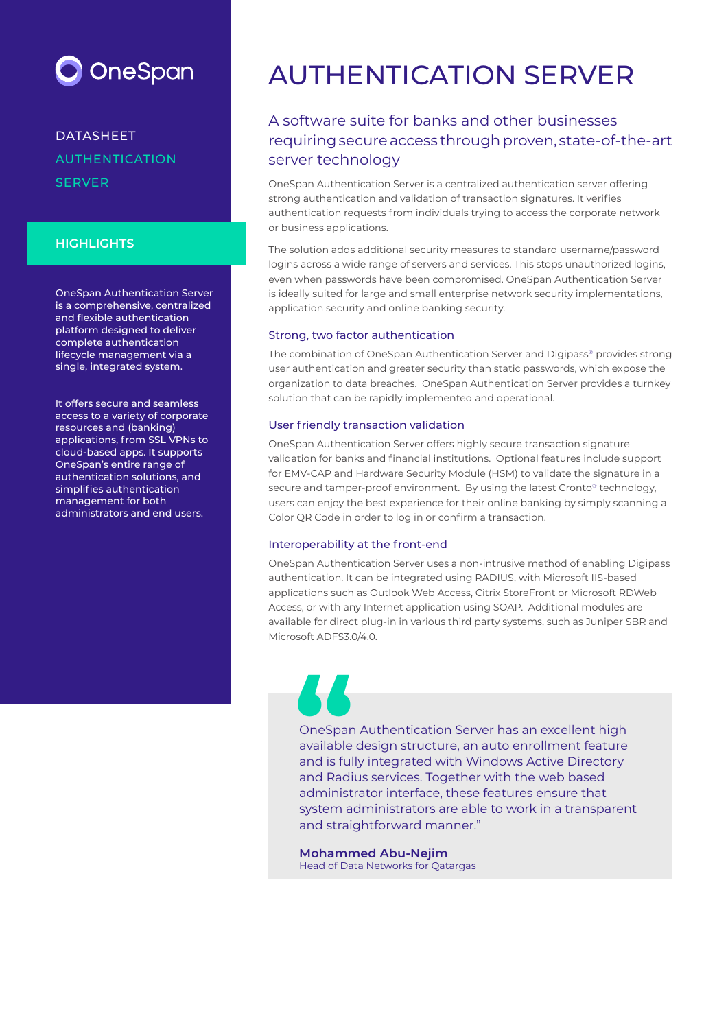OneSpan

DATASHEET
AUTHENTICATION SERVER

## HIGHLIGHTS

OneSpan Authentication Server is a comprehensive, centralized and flexible authentication platform designed to deliver complete authentication lifecycle management via a single, integrated system.

It offers secure and seamless access to a variety of corporate resources and (banking) applications, from SSL VPNs to cloud-based apps. It supports OneSpan's entire range of authentication solutions, and simplifies authentication management for both administrators and end users.

# AUTHENTICATION SERVER

## A software suite for banks and other businesses requiring secure access through proven, state-of-the-art server technology

OneSpan Authentication Server is a centralized authentication server offering strong authentication and validation of transaction signatures. It verifies authentication requests from individuals trying to access the corporate network or business applications.

The solution adds additional security measures to standard username/password logins across a wide range of servers and services. This stops unauthorized logins, even when passwords have been compromised. OneSpan Authentication Server is ideally suited for large and small enterprise network security implementations, application security and online banking security.

### Strong, two factor authentication

The combination of OneSpan Authentication Server and Digipass® provides strong user authentication and greater security than static passwords, which expose the organization to data breaches. OneSpan Authentication Server provides a turnkey solution that can be rapidly implemented and operational.

### User friendly transaction validation

OneSpan Authentication Server offers highly secure transaction signature validation for banks and financial institutions. Optional features include support for EMV-CAP and Hardware Security Module (HSM) to validate the signature in a secure and tamper-proof environment. By using the latest Cronto® technology, users can enjoy the best experience for their online banking by simply scanning a Color QR Code in order to log in or confirm a transaction.

### Interoperability at the front-end

OneSpan Authentication Server uses a non-intrusive method of enabling Digipass authentication. It can be integrated using RADIUS, with Microsoft IIS-based applications such as Outlook Web Access, Citrix StoreFront or Microsoft RDWeb Access, or with any Internet application using SOAP. Additional modules are available for direct plug-in in various third party systems, such as Juniper SBR and Microsoft ADFS3.0/4.0.

> "OneSpan Authentication Server has an excellent high available design structure, an auto enrollment feature and is fully integrated with Windows Active Directory and Radius services. Together with the web based administrator interface, these features ensure that system administrators are able to work in a transparent and straightforward manner."
>
> **Mohammed Abu-Nejim**
> Head of Data Networks for Qatargas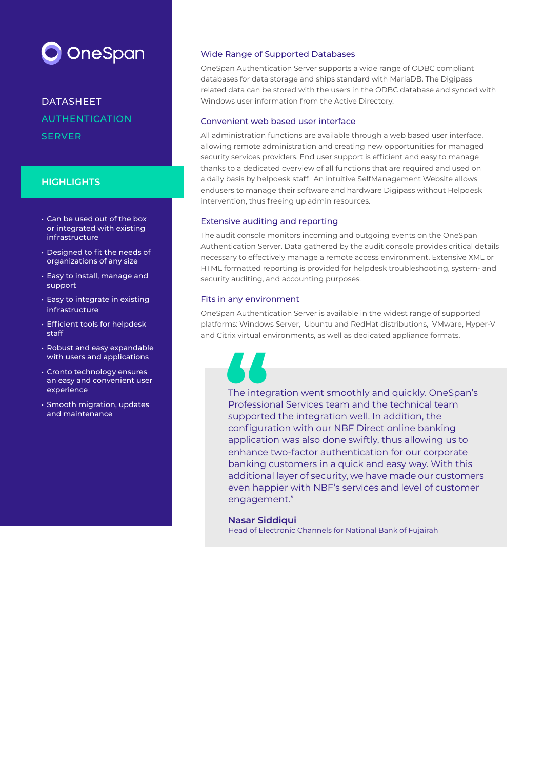OneSpan

DATASHEET
AUTHENTICATION SERVER

## HIGHLIGHTS

- Can be used out of the box or integrated with existing infrastructure
- Designed to fit the needs of organizations of any size
- Easy to install, manage and support
- Easy to integrate in existing infrastructure
- Efficient tools for helpdesk staff
- Robust and easy expandable with users and applications
- Cronto technology ensures an easy and convenient user experience
- Smooth migration, updates and maintenance

### Wide Range of Supported Databases

OneSpan Authentication Server supports a wide range of ODBC compliant databases for data storage and ships standard with MariaDB. The Digipass related data can be stored with the users in the ODBC database and synced with Windows user information from the Active Directory.

### Convenient web based user interface

All administration functions are available through a web based user interface, allowing remote administration and creating new opportunities for managed security services providers. End user support is efficient and easy to manage thanks to a dedicated overview of all functions that are required and used on a daily basis by helpdesk staff. An intuitive SelfManagement Website allows endusers to manage their software and hardware Digipass without Helpdesk intervention, thus freeing up admin resources.

### Extensive auditing and reporting

The audit console monitors incoming and outgoing events on the OneSpan Authentication Server. Data gathered by the audit console provides critical details necessary to effectively manage a remote access environment. Extensive XML or HTML formatted reporting is provided for helpdesk troubleshooting, system- and security auditing, and accounting purposes.

### Fits in any environment

OneSpan Authentication Server is available in the widest range of supported platforms: Windows Server, Ubuntu and RedHat distributions, VMware, Hyper-V and Citrix virtual environments, as well as dedicated appliance formats.

> "The integration went smoothly and quickly. OneSpan's Professional Services team and the technical team supported the integration well. In addition, the configuration with our NBF Direct online banking application was also done swiftly, thus allowing us to enhance two-factor authentication for our corporate banking customers in a quick and easy way. With this additional layer of security, we have made our customers even happier with NBF's services and level of customer engagement."
>
> **Nasar Siddiqui**
> Head of Electronic Channels for National Bank of Fujairah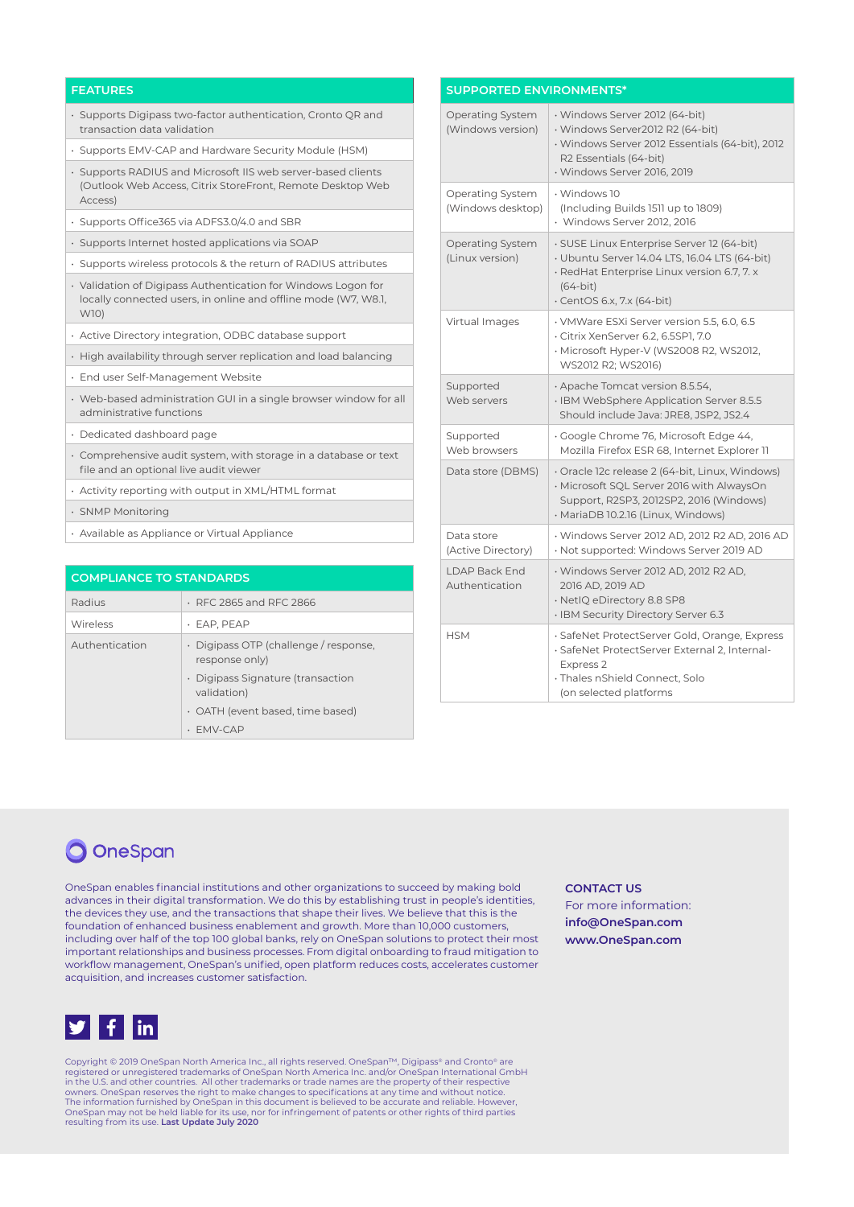## FEATURES

- Supports Digipass two-factor authentication, Cronto QR and transaction data validation
- Supports EMV-CAP and Hardware Security Module (HSM)
- Supports RADIUS and Microsoft IIS web server-based clients (Outlook Web Access, Citrix StoreFront, Remote Desktop Web Access)
- Supports Office365 via ADFS3.0/4.0 and SBR
- Supports Internet hosted applications via SOAP
- Supports wireless protocols & the return of RADIUS attributes
- Validation of Digipass Authentication for Windows Logon for locally connected users, in online and offline mode (W7, W8.1, W10)
- Active Directory integration, ODBC database support
- High availability through server replication and load balancing
- End user Self-Management Website
- Web-based administration GUI in a single browser window for all administrative functions
- Dedicated dashboard page
- Comprehensive audit system, with storage in a database or text file and an optional live audit viewer
- Activity reporting with output in XML/HTML format
- SNMP Monitoring
- Available as Appliance or Virtual Appliance

## COMPLIANCE TO STANDARDS

| | |
|---|---|
| Radius | • RFC 2865 and RFC 2866 |
| Wireless | • EAP, PEAP |
| Authentication | • Digipass OTP (challenge / response, response only)<br>• Digipass Signature (transaction validation)<br>• OATH (event based, time based)<br>• EMV-CAP |

## SUPPORTED ENVIRONMENTS*

| | |
|---|---|
| Operating System (Windows version) | • Windows Server 2012 (64-bit)<br>• Windows Server2012 R2 (64-bit)<br>• Windows Server 2012 Essentials (64-bit), 2012 R2 Essentials (64-bit)<br>• Windows Server 2016, 2019 |
| Operating System (Windows desktop) | • Windows 10 (Including Builds 1511 up to 1809)<br>• Windows Server 2012, 2016 |
| Operating System (Linux version) | • SUSE Linux Enterprise Server 12 (64-bit)<br>• Ubuntu Server 14.04 LTS, 16.04 LTS (64-bit)<br>• RedHat Enterprise Linux version 6.7, 7. x (64-bit)<br>• CentOS 6.x, 7.x (64-bit) |
| Virtual Images | • VMWare ESXi Server version 5.5, 6.0, 6.5<br>• Citrix XenServer 6.2, 6.5SP1, 7.0<br>• Microsoft Hyper-V (WS2008 R2, WS2012, WS2012 R2; WS2016) |
| Supported Web servers | • Apache Tomcat version 8.5.54,<br>• IBM WebSphere Application Server 8.5.5 Should include Java: JRE8, JSP2, JS2.4 |
| Supported Web browsers | • Google Chrome 76, Microsoft Edge 44, Mozilla Firefox ESR 68, Internet Explorer 11 |
| Data store (DBMS) | • Oracle 12c release 2 (64-bit, Linux, Windows)<br>• Microsoft SQL Server 2016 with AlwaysOn Support, R2SP3, 2012SP2, 2016 (Windows)<br>• MariaDB 10.2.16 (Linux, Windows) |
| Data store (Active Directory) | • Windows Server 2012 AD, 2012 R2 AD, 2016 AD<br>• Not supported: Windows Server 2019 AD |
| LDAP Back End Authentication | • Windows Server 2012 AD, 2012 R2 AD, 2016 AD, 2019 AD<br>• NetIQ eDirectory 8.8 SP8<br>• IBM Security Directory Server 6.3 |
| HSM | • SafeNet ProtectServer Gold, Orange, Express<br>• SafeNet ProtectServer External 2, Internal-Express 2<br>• Thales nShield Connect, Solo (on selected platforms |

OneSpan

OneSpan enables financial institutions and other organizations to succeed by making bold advances in their digital transformation. We do this by establishing trust in people's identities, the devices they use, and the transactions that shape their lives. We believe that this is the foundation of enhanced business enablement and growth. More than 10,000 customers, including over half of the top 100 global banks, rely on OneSpan solutions to protect their most important relationships and business processes. From digital onboarding to fraud mitigation to workflow management, OneSpan's unified, open platform reduces costs, accelerates customer acquisition, and increases customer satisfaction.

**CONTACT US**

For more information:

**info@OneSpan.com**

**www.OneSpan.com**

Copyright © 2019 OneSpan North America Inc., all rights reserved. OneSpan™, Digipass® and Cronto® are registered or unregistered trademarks of OneSpan North America Inc. and/or OneSpan International GmbH in the U.S. and other countries. All other trademarks or trade names are the property of their respective owners. OneSpan reserves the right to make changes to specifications at any time and without notice. The information furnished by OneSpan in this document is believed to be accurate and reliable. However, OneSpan may not be held liable for its use, nor for infringement of patents or other rights of third parties resulting from its use. **Last Update July 2020**